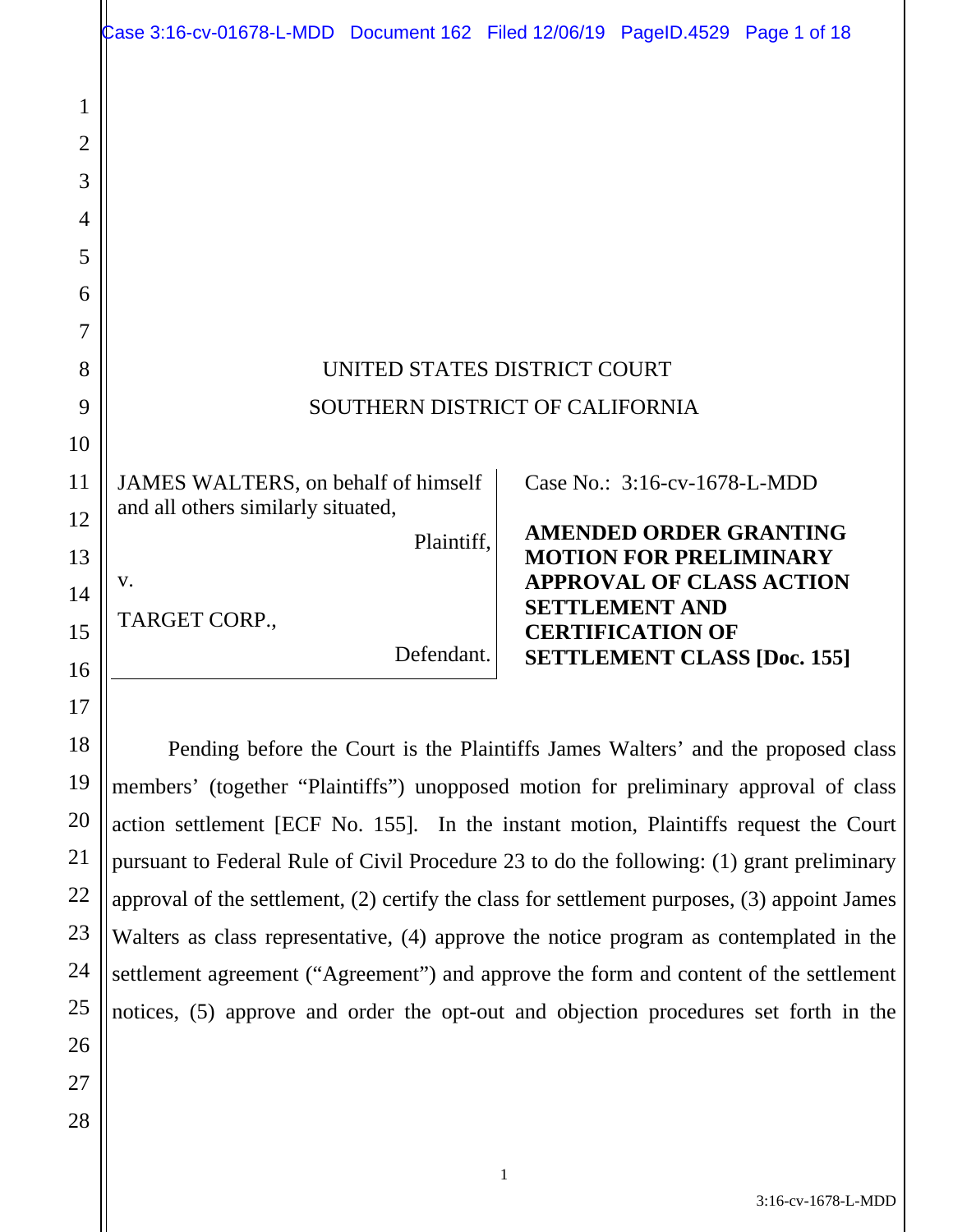UNITED STATES DISTRICT COURT

SOUTHERN DISTRICT OF CALIFORNIA

JAMES WALTERS, on behalf of himself and all others similarly situated,

Plaintiff,

v.

TARGET CORP.,

Defendant.

Case No.: 3:16-cv-1678-L-MDD

**AMENDED ORDER GRANTING MOTION FOR PRELIMINARY APPROVAL OF CLASS ACTION SETTLEMENT AND CERTIFICATION OF SETTLEMENT CLASS [Doc. 155]**

Pending before the Court is the Plaintiffs James Walters' and the proposed class members' (together "Plaintiffs") unopposed motion for preliminary approval of class action settlement [ECF No. 155]. In the instant motion, Plaintiffs request the Court pursuant to Federal Rule of Civil Procedure 23 to do the following: (1) grant preliminary approval of the settlement, (2) certify the class for settlement purposes, (3) appoint James Walters as class representative, (4) approve the notice program as contemplated in the settlement agreement ("Agreement") and approve the form and content of the settlement notices, (5) approve and order the opt-out and objection procedures set forth in the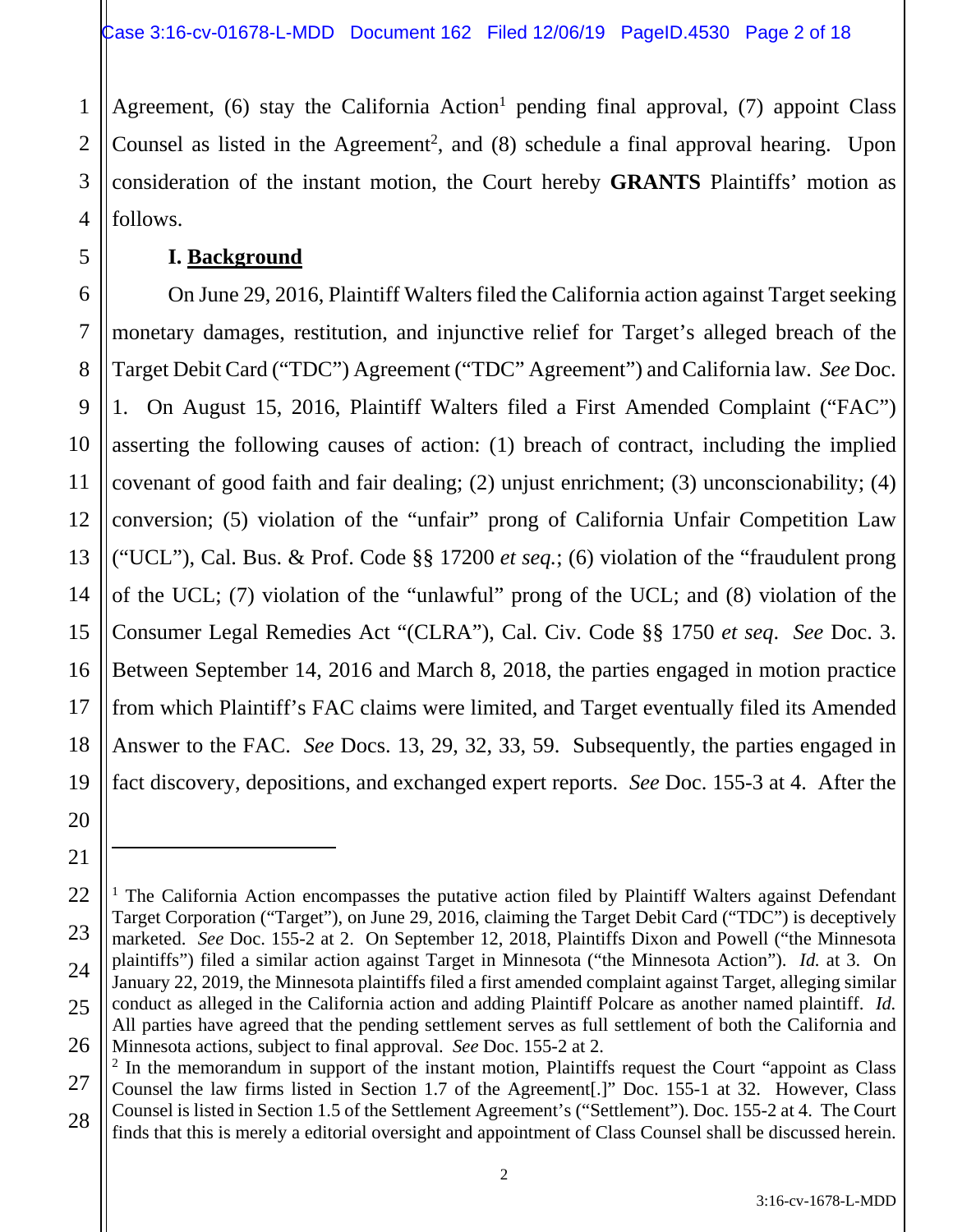Agreement, (6) stay the California Action[1] pending final approval, (7) appoint Class Counsel as listed in the Agreement[2], and (8) schedule a final approval hearing. Upon consideration of the instant motion, the Court hereby **GRANTS** Plaintiffs' motion as follows.

## I. Background

On June 29, 2016, Plaintiff Walters filed the California action against Target seeking monetary damages, restitution, and injunctive relief for Target's alleged breach of the Target Debit Card ("TDC") Agreement ("TDC" Agreement") and California law. *See* Doc. 1. On August 15, 2016, Plaintiff Walters filed a First Amended Complaint ("FAC") asserting the following causes of action: (1) breach of contract, including the implied covenant of good faith and fair dealing; (2) unjust enrichment; (3) unconscionability; (4) conversion; (5) violation of the "unfair" prong of California Unfair Competition Law ("UCL"), Cal. Bus. & Prof. Code §§ 17200 *et seq.*; (6) violation of the "fraudulent prong of the UCL; (7) violation of the "unlawful" prong of the UCL; and (8) violation of the Consumer Legal Remedies Act "(CLRA"), Cal. Civ. Code §§ 1750 *et seq*. *See* Doc. 3. Between September 14, 2016 and March 8, 2018, the parties engaged in motion practice from which Plaintiff's FAC claims were limited, and Target eventually filed its Amended Answer to the FAC. *See* Docs. 13, 29, 32, 33, 59. Subsequently, the parties engaged in fact discovery, depositions, and exchanged expert reports. *See* Doc. 155-3 at 4. After the

---

[1] The California Action encompasses the putative action filed by Plaintiff Walters against Defendant Target Corporation ("Target"), on June 29, 2016, claiming the Target Debit Card ("TDC") is deceptively marketed. *See* Doc. 155-2 at 2. On September 12, 2018, Plaintiffs Dixon and Powell ("the Minnesota plaintiffs") filed a similar action against Target in Minnesota ("the Minnesota Action"). *Id.* at 3. On January 22, 2019, the Minnesota plaintiffs filed a first amended complaint against Target, alleging similar conduct as alleged in the California action and adding Plaintiff Polcare as another named plaintiff. *Id.* All parties have agreed that the pending settlement serves as full settlement of both the California and Minnesota actions, subject to final approval. *See* Doc. 155-2 at 2.

[2] In the memorandum in support of the instant motion, Plaintiffs request the Court "appoint as Class Counsel the law firms listed in Section 1.7 of the Agreement[.]" Doc. 155-1 at 32. However, Class Counsel is listed in Section 1.5 of the Settlement Agreement's ("Settlement"). Doc. 155-2 at 4. The Court finds that this is merely a editorial oversight and appointment of Class Counsel shall be discussed herein.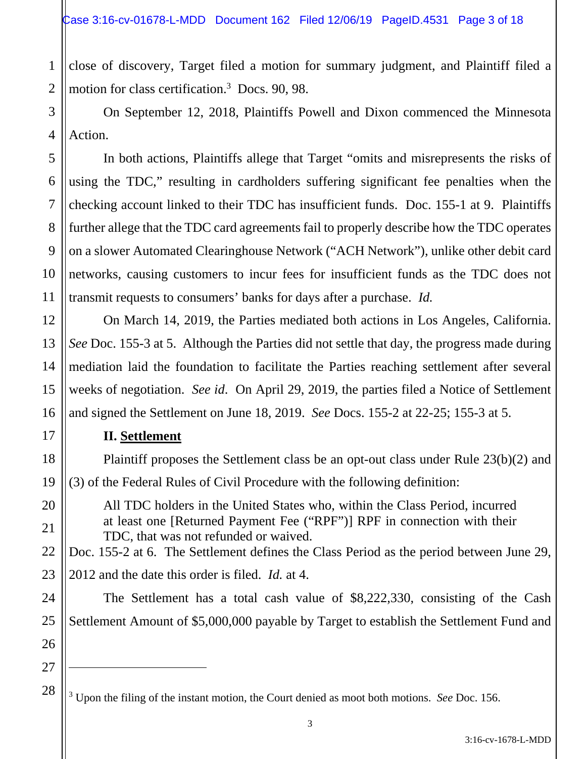close of discovery, Target filed a motion for summary judgment, and Plaintiff filed a motion for class certification.[3] Docs. 90, 98.

On September 12, 2018, Plaintiffs Powell and Dixon commenced the Minnesota Action.

In both actions, Plaintiffs allege that Target "omits and misrepresents the risks of using the TDC," resulting in cardholders suffering significant fee penalties when the checking account linked to their TDC has insufficient funds. Doc. 155-1 at 9. Plaintiffs further allege that the TDC card agreements fail to properly describe how the TDC operates on a slower Automated Clearinghouse Network ("ACH Network"), unlike other debit card networks, causing customers to incur fees for insufficient funds as the TDC does not transmit requests to consumers' banks for days after a purchase. *Id.*

On March 14, 2019, the Parties mediated both actions in Los Angeles, California. *See* Doc. 155-3 at 5. Although the Parties did not settle that day, the progress made during mediation laid the foundation to facilitate the Parties reaching settlement after several weeks of negotiation. *See id*. On April 29, 2019, the parties filed a Notice of Settlement and signed the Settlement on June 18, 2019. *See* Docs. 155-2 at 22-25; 155-3 at 5.

## II. Settlement

Plaintiff proposes the Settlement class be an opt-out class under Rule 23(b)(2) and (3) of the Federal Rules of Civil Procedure with the following definition:

> All TDC holders in the United States who, within the Class Period, incurred at least one [Returned Payment Fee ("RPF")] RPF in connection with their TDC, that was not refunded or waived.

Doc. 155-2 at 6. The Settlement defines the Class Period as the period between June 29, 2012 and the date this order is filed. *Id.* at 4.

The Settlement has a total cash value of $8,222,330, consisting of the Cash Settlement Amount of $5,000,000 payable by Target to establish the Settlement Fund and

---

[3] Upon the filing of the instant motion, the Court denied as moot both motions. *See* Doc. 156.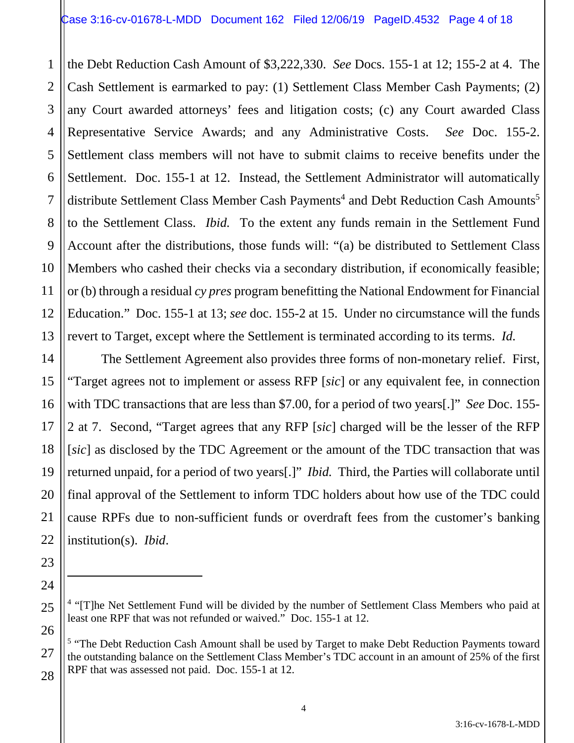the Debt Reduction Cash Amount of $3,222,330. *See* Docs. 155-1 at 12; 155-2 at 4. The Cash Settlement is earmarked to pay: (1) Settlement Class Member Cash Payments; (2) any Court awarded attorneys' fees and litigation costs; (c) any Court awarded Class Representative Service Awards; and any Administrative Costs. *See* Doc. 155-2. Settlement class members will not have to submit claims to receive benefits under the Settlement. Doc. 155-1 at 12. Instead, the Settlement Administrator will automatically distribute Settlement Class Member Cash Payments[4] and Debt Reduction Cash Amounts[5] to the Settlement Class. *Ibid.* To the extent any funds remain in the Settlement Fund Account after the distributions, those funds will: "(a) be distributed to Settlement Class Members who cashed their checks via a secondary distribution, if economically feasible; or (b) through a residual *cy pres* program benefitting the National Endowment for Financial Education." Doc. 155-1 at 13; *see* doc. 155-2 at 15. Under no circumstance will the funds revert to Target, except where the Settlement is terminated according to its terms. *Id.*

The Settlement Agreement also provides three forms of non-monetary relief. First, "Target agrees not to implement or assess RFP [*sic*] or any equivalent fee, in connection with TDC transactions that are less than $7.00, for a period of two years[.]" *See* Doc. 155-2 at 7. Second, "Target agrees that any RFP [*sic*] charged will be the lesser of the RFP [*sic*] as disclosed by the TDC Agreement or the amount of the TDC transaction that was returned unpaid, for a period of two years[.]" *Ibid.* Third, the Parties will collaborate until final approval of the Settlement to inform TDC holders about how use of the TDC could cause RPFs due to non-sufficient funds or overdraft fees from the customer's banking institution(s). *Ibid*.

---

[4] "[T]he Net Settlement Fund will be divided by the number of Settlement Class Members who paid at least one RPF that was not refunded or waived." Doc. 155-1 at 12.

[5] "The Debt Reduction Cash Amount shall be used by Target to make Debt Reduction Payments toward the outstanding balance on the Settlement Class Member's TDC account in an amount of 25% of the first RPF that was assessed not paid. Doc. 155-1 at 12.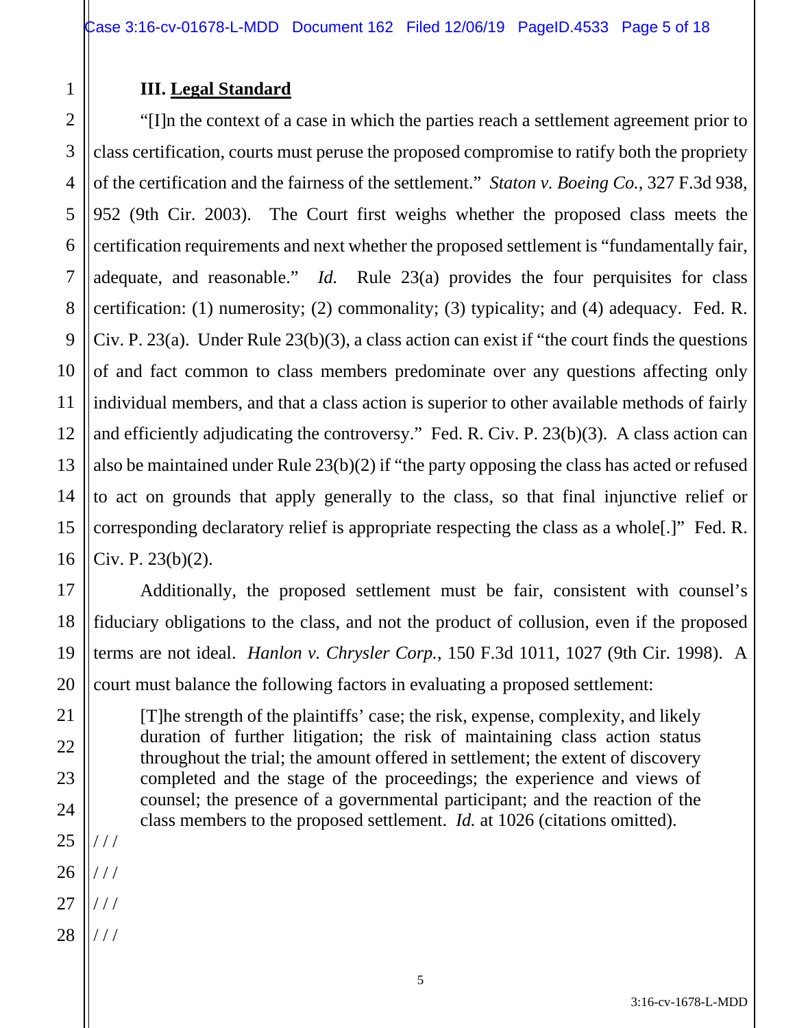### III. Legal Standard

"[I]n the context of a case in which the parties reach a settlement agreement prior to class certification, courts must peruse the proposed compromise to ratify both the propriety of the certification and the fairness of the settlement." *Staton v. Boeing Co.*, 327 F.3d 938, 952 (9th Cir. 2003). The Court first weighs whether the proposed class meets the certification requirements and next whether the proposed settlement is "fundamentally fair, adequate, and reasonable." *Id.* Rule 23(a) provides the four perquisites for class certification: (1) numerosity; (2) commonality; (3) typicality; and (4) adequacy. Fed. R. Civ. P. 23(a). Under Rule 23(b)(3), a class action can exist if "the court finds the questions of and fact common to class members predominate over any questions affecting only individual members, and that a class action is superior to other available methods of fairly and efficiently adjudicating the controversy." Fed. R. Civ. P. 23(b)(3). A class action can also be maintained under Rule 23(b)(2) if "the party opposing the class has acted or refused to act on grounds that apply generally to the class, so that final injunctive relief or corresponding declaratory relief is appropriate respecting the class as a whole[.]" Fed. R. Civ. P. 23(b)(2).

Additionally, the proposed settlement must be fair, consistent with counsel's fiduciary obligations to the class, and not the product of collusion, even if the proposed terms are not ideal. *Hanlon v. Chrysler Corp.*, 150 F.3d 1011, 1027 (9th Cir. 1998). A court must balance the following factors in evaluating a proposed settlement:

> [T]he strength of the plaintiffs' case; the risk, expense, complexity, and likely duration of further litigation; the risk of maintaining class action status throughout the trial; the amount offered in settlement; the extent of discovery completed and the stage of the proceedings; the experience and views of counsel; the presence of a governmental participant; and the reaction of the class members to the proposed settlement. *Id.* at 1026 (citations omitted).

/ / /

/ / /

/ / /

/ / /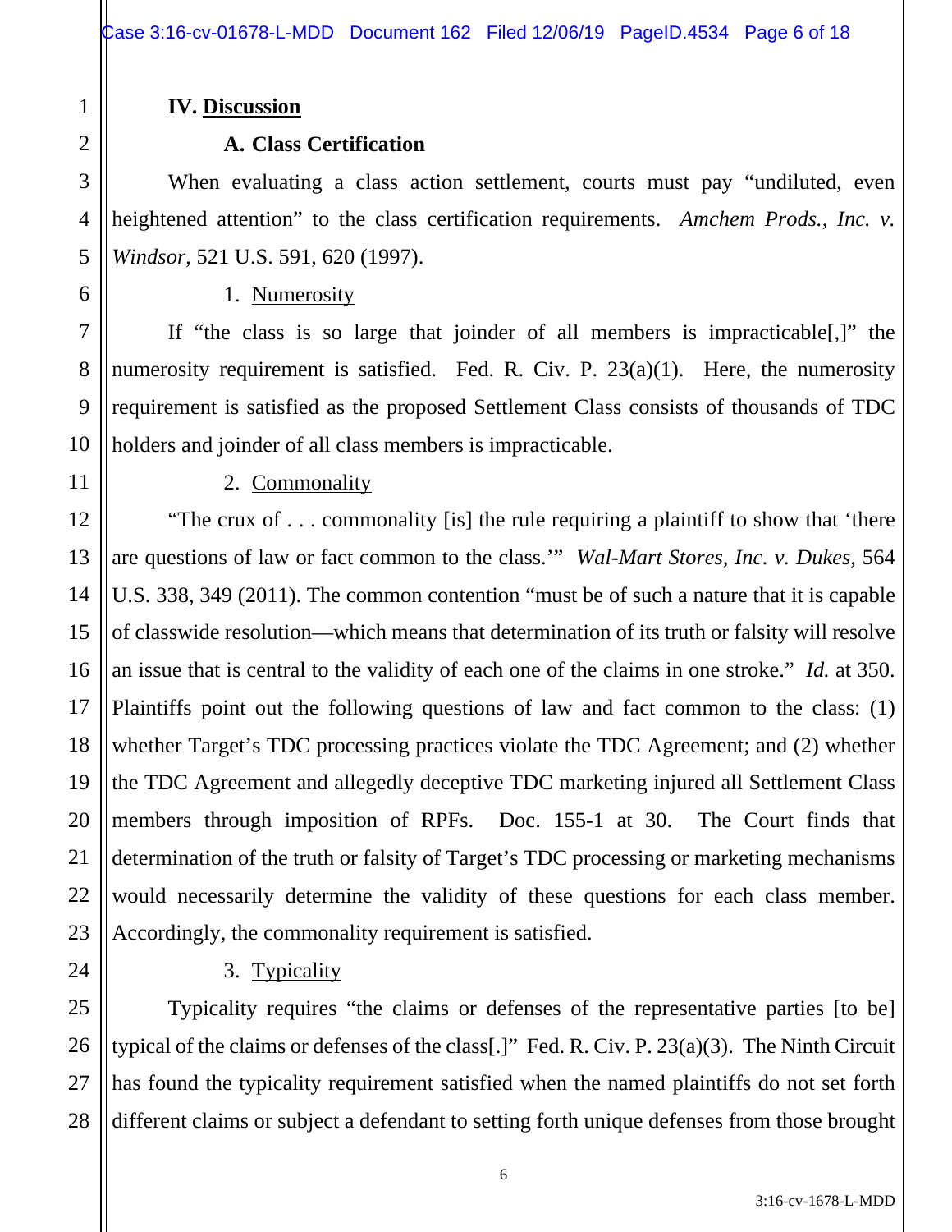## IV. Discussion

### A. Class Certification

When evaluating a class action settlement, courts must pay "undiluted, even heightened attention" to the class certification requirements. *Amchem Prods., Inc. v. Windsor*, 521 U.S. 591, 620 (1997).

#### 1. Numerosity

If "the class is so large that joinder of all members is impracticable[,]" the numerosity requirement is satisfied. Fed. R. Civ. P. 23(a)(1). Here, the numerosity requirement is satisfied as the proposed Settlement Class consists of thousands of TDC holders and joinder of all class members is impracticable.

#### 2. Commonality

"The crux of . . . commonality [is] the rule requiring a plaintiff to show that 'there are questions of law or fact common to the class.'" *Wal-Mart Stores, Inc. v. Dukes*, 564 U.S. 338, 349 (2011). The common contention "must be of such a nature that it is capable of classwide resolution—which means that determination of its truth or falsity will resolve an issue that is central to the validity of each one of the claims in one stroke." *Id.* at 350. Plaintiffs point out the following questions of law and fact common to the class: (1) whether Target's TDC processing practices violate the TDC Agreement; and (2) whether the TDC Agreement and allegedly deceptive TDC marketing injured all Settlement Class members through imposition of RPFs. Doc. 155-1 at 30. The Court finds that determination of the truth or falsity of Target's TDC processing or marketing mechanisms would necessarily determine the validity of these questions for each class member. Accordingly, the commonality requirement is satisfied.

#### 3. Typicality

Typicality requires "the claims or defenses of the representative parties [to be] typical of the claims or defenses of the class[.]" Fed. R. Civ. P. 23(a)(3). The Ninth Circuit has found the typicality requirement satisfied when the named plaintiffs do not set forth different claims or subject a defendant to setting forth unique defenses from those brought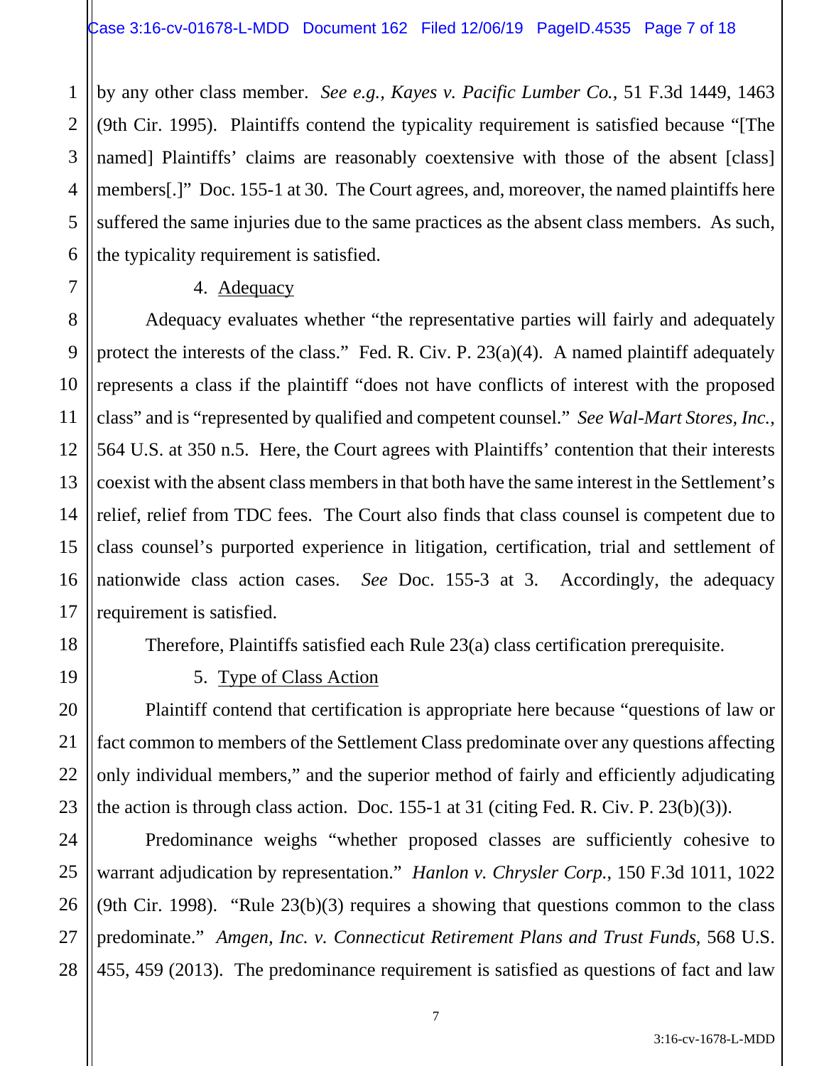by any other class member. *See e.g., Kayes v. Pacific Lumber Co.*, 51 F.3d 1449, 1463 (9th Cir. 1995). Plaintiffs contend the typicality requirement is satisfied because "[The named] Plaintiffs' claims are reasonably coextensive with those of the absent [class] members[.]" Doc. 155-1 at 30. The Court agrees, and, moreover, the named plaintiffs here suffered the same injuries due to the same practices as the absent class members. As such, the typicality requirement is satisfied.

4. Adequacy

Adequacy evaluates whether "the representative parties will fairly and adequately protect the interests of the class." Fed. R. Civ. P. 23(a)(4). A named plaintiff adequately represents a class if the plaintiff "does not have conflicts of interest with the proposed class" and is "represented by qualified and competent counsel." *See Wal-Mart Stores, Inc.*, 564 U.S. at 350 n.5. Here, the Court agrees with Plaintiffs' contention that their interests coexist with the absent class members in that both have the same interest in the Settlement's relief, relief from TDC fees. The Court also finds that class counsel is competent due to class counsel's purported experience in litigation, certification, trial and settlement of nationwide class action cases. *See* Doc. 155-3 at 3. Accordingly, the adequacy requirement is satisfied.

Therefore, Plaintiffs satisfied each Rule 23(a) class certification prerequisite.

5. Type of Class Action

Plaintiff contend that certification is appropriate here because "questions of law or fact common to members of the Settlement Class predominate over any questions affecting only individual members," and the superior method of fairly and efficiently adjudicating the action is through class action. Doc. 155-1 at 31 (citing Fed. R. Civ. P. 23(b)(3)).

Predominance weighs "whether proposed classes are sufficiently cohesive to warrant adjudication by representation." *Hanlon v. Chrysler Corp.*, 150 F.3d 1011, 1022 (9th Cir. 1998). "Rule 23(b)(3) requires a showing that questions common to the class predominate." *Amgen, Inc. v. Connecticut Retirement Plans and Trust Funds*, 568 U.S. 455, 459 (2013). The predominance requirement is satisfied as questions of fact and law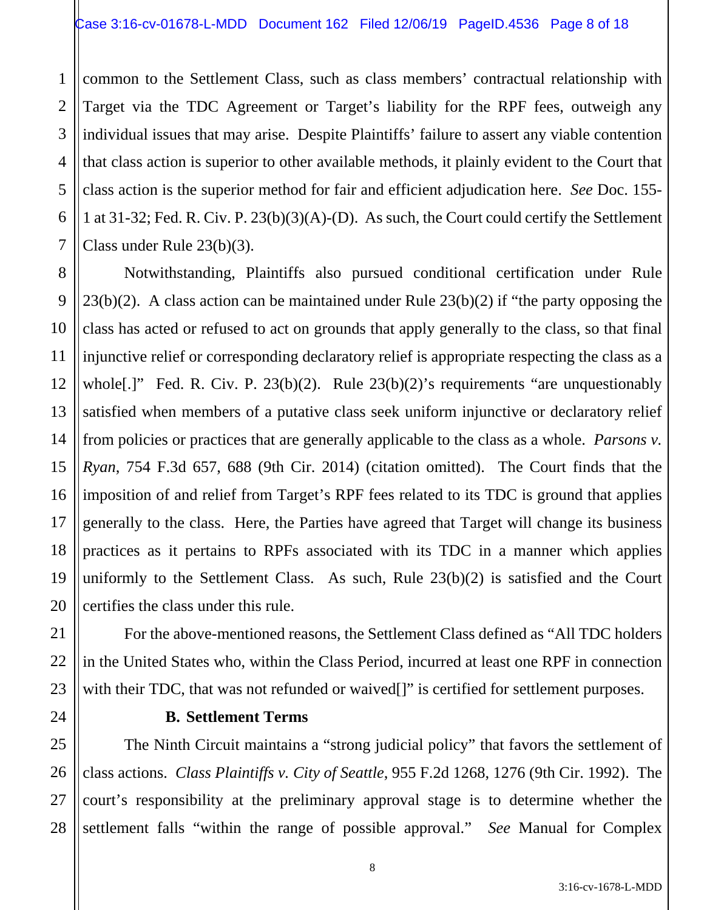common to the Settlement Class, such as class members' contractual relationship with Target via the TDC Agreement or Target's liability for the RPF fees, outweigh any individual issues that may arise. Despite Plaintiffs' failure to assert any viable contention that class action is superior to other available methods, it plainly evident to the Court that class action is the superior method for fair and efficient adjudication here. *See* Doc. 155-1 at 31-32; Fed. R. Civ. P. 23(b)(3)(A)-(D). As such, the Court could certify the Settlement Class under Rule 23(b)(3).

Notwithstanding, Plaintiffs also pursued conditional certification under Rule 23(b)(2). A class action can be maintained under Rule 23(b)(2) if "the party opposing the class has acted or refused to act on grounds that apply generally to the class, so that final injunctive relief or corresponding declaratory relief is appropriate respecting the class as a whole[.]" Fed. R. Civ. P. 23(b)(2). Rule 23(b)(2)'s requirements "are unquestionably satisfied when members of a putative class seek uniform injunctive or declaratory relief from policies or practices that are generally applicable to the class as a whole. *Parsons v. Ryan*, 754 F.3d 657, 688 (9th Cir. 2014) (citation omitted). The Court finds that the imposition of and relief from Target's RPF fees related to its TDC is ground that applies generally to the class. Here, the Parties have agreed that Target will change its business practices as it pertains to RPFs associated with its TDC in a manner which applies uniformly to the Settlement Class. As such, Rule 23(b)(2) is satisfied and the Court certifies the class under this rule.

For the above-mentioned reasons, the Settlement Class defined as "All TDC holders in the United States who, within the Class Period, incurred at least one RPF in connection with their TDC, that was not refunded or waived[]" is certified for settlement purposes.

**B. Settlement Terms**

The Ninth Circuit maintains a "strong judicial policy" that favors the settlement of class actions. *Class Plaintiffs v. City of Seattle*, 955 F.2d 1268, 1276 (9th Cir. 1992). The court's responsibility at the preliminary approval stage is to determine whether the settlement falls "within the range of possible approval." *See* Manual for Complex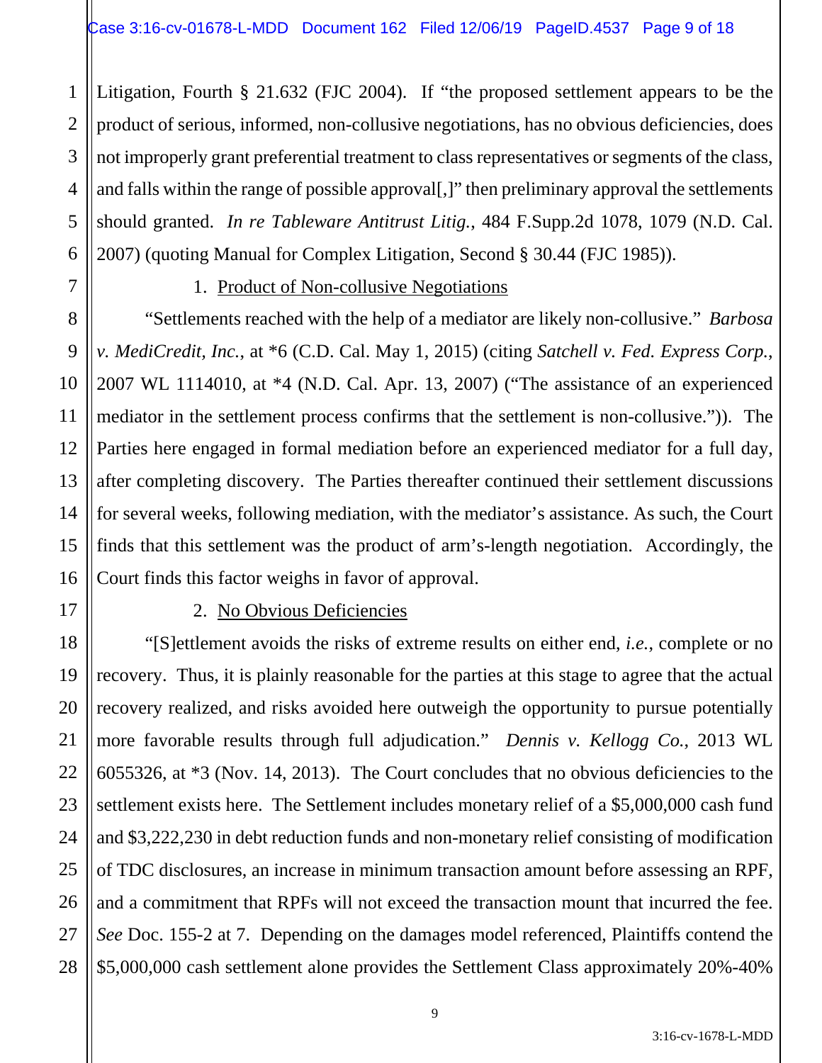Litigation, Fourth § 21.632 (FJC 2004). If "the proposed settlement appears to be the product of serious, informed, non-collusive negotiations, has no obvious deficiencies, does not improperly grant preferential treatment to class representatives or segments of the class, and falls within the range of possible approval[,]" then preliminary approval the settlements should granted. *In re Tableware Antitrust Litig.*, 484 F.Supp.2d 1078, 1079 (N.D. Cal. 2007) (quoting Manual for Complex Litigation, Second § 30.44 (FJC 1985)).

1. Product of Non-collusive Negotiations

"Settlements reached with the help of a mediator are likely non-collusive." *Barbosa v. MediCredit, Inc.*, at *6 (C.D. Cal. May 1, 2015) (citing *Satchell v. Fed. Express Corp.*, 2007 WL 1114010, at *4 (N.D. Cal. Apr. 13, 2007) ("The assistance of an experienced mediator in the settlement process confirms that the settlement is non-collusive.")). The Parties here engaged in formal mediation before an experienced mediator for a full day, after completing discovery. The Parties thereafter continued their settlement discussions for several weeks, following mediation, with the mediator's assistance. As such, the Court finds that this settlement was the product of arm's-length negotiation. Accordingly, the Court finds this factor weighs in favor of approval.

2. No Obvious Deficiencies

"[S]ettlement avoids the risks of extreme results on either end, *i.e.*, complete or no recovery. Thus, it is plainly reasonable for the parties at this stage to agree that the actual recovery realized, and risks avoided here outweigh the opportunity to pursue potentially more favorable results through full adjudication." *Dennis v. Kellogg Co.*, 2013 WL 6055326, at *3 (Nov. 14, 2013). The Court concludes that no obvious deficiencies to the settlement exists here. The Settlement includes monetary relief of a $5,000,000 cash fund and $3,222,230 in debt reduction funds and non-monetary relief consisting of modification of TDC disclosures, an increase in minimum transaction amount before assessing an RPF, and a commitment that RPFs will not exceed the transaction mount that incurred the fee. *See* Doc. 155-2 at 7. Depending on the damages model referenced, Plaintiffs contend the $5,000,000 cash settlement alone provides the Settlement Class approximately 20%-40%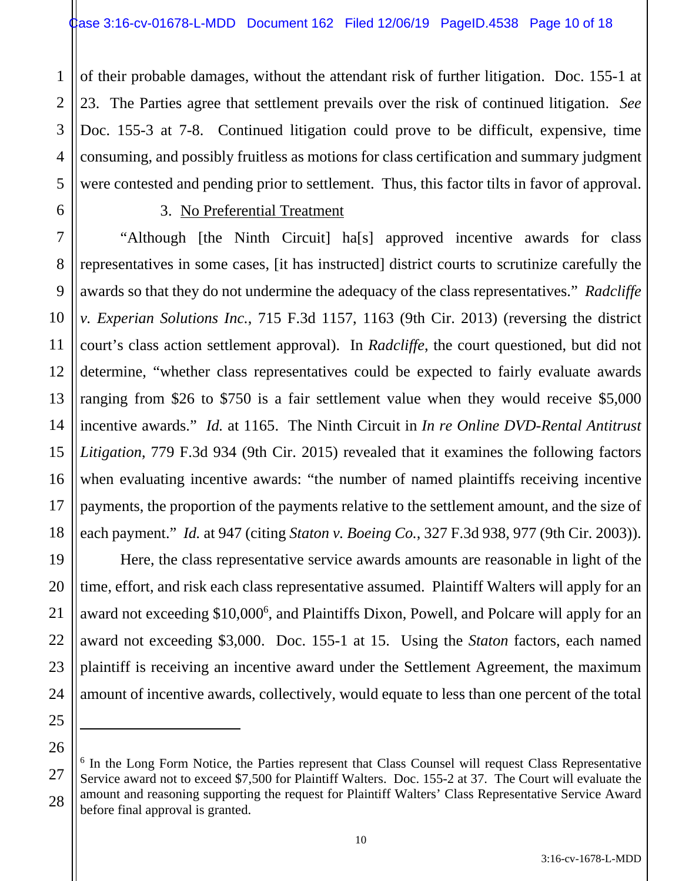of their probable damages, without the attendant risk of further litigation. Doc. 155-1 at 23. The Parties agree that settlement prevails over the risk of continued litigation. *See* Doc. 155-3 at 7-8. Continued litigation could prove to be difficult, expensive, time consuming, and possibly fruitless as motions for class certification and summary judgment were contested and pending prior to settlement. Thus, this factor tilts in favor of approval.

3. <u>No Preferential Treatment</u>

"Although [the Ninth Circuit] ha[s] approved incentive awards for class representatives in some cases, [it has instructed] district courts to scrutinize carefully the awards so that they do not undermine the adequacy of the class representatives." *Radcliffe v. Experian Solutions Inc.*, 715 F.3d 1157, 1163 (9th Cir. 2013) (reversing the district court's class action settlement approval). In *Radcliffe*, the court questioned, but did not determine, "whether class representatives could be expected to fairly evaluate awards ranging from $26 to $750 is a fair settlement value when they would receive $5,000 incentive awards." *Id.* at 1165. The Ninth Circuit in *In re Online DVD-Rental Antitrust Litigation*, 779 F.3d 934 (9th Cir. 2015) revealed that it examines the following factors when evaluating incentive awards: "the number of named plaintiffs receiving incentive payments, the proportion of the payments relative to the settlement amount, and the size of each payment." *Id.* at 947 (citing *Staton v. Boeing Co.*, 327 F.3d 938, 977 (9th Cir. 2003)).

Here, the class representative service awards amounts are reasonable in light of the time, effort, and risk each class representative assumed. Plaintiff Walters will apply for an award not exceeding $10,000[6], and Plaintiffs Dixon, Powell, and Polcare will apply for an award not exceeding $3,000. Doc. 155-1 at 15. Using the *Staton* factors, each named plaintiff is receiving an incentive award under the Settlement Agreement, the maximum amount of incentive awards, collectively, would equate to less than one percent of the total

---

[6] In the Long Form Notice, the Parties represent that Class Counsel will request Class Representative Service award not to exceed $7,500 for Plaintiff Walters. Doc. 155-2 at 37. The Court will evaluate the amount and reasoning supporting the request for Plaintiff Walters' Class Representative Service Award before final approval is granted.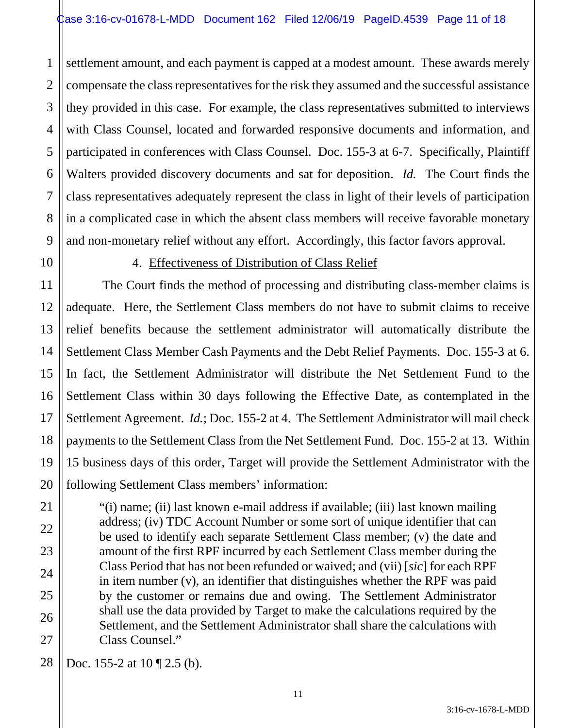settlement amount, and each payment is capped at a modest amount. These awards merely compensate the class representatives for the risk they assumed and the successful assistance they provided in this case. For example, the class representatives submitted to interviews with Class Counsel, located and forwarded responsive documents and information, and participated in conferences with Class Counsel. Doc. 155-3 at 6-7. Specifically, Plaintiff Walters provided discovery documents and sat for deposition. *Id.* The Court finds the class representatives adequately represent the class in light of their levels of participation in a complicated case in which the absent class members will receive favorable monetary and non-monetary relief without any effort. Accordingly, this factor favors approval.

4. <u>Effectiveness of Distribution of Class Relief</u>

The Court finds the method of processing and distributing class-member claims is adequate. Here, the Settlement Class members do not have to submit claims to receive relief benefits because the settlement administrator will automatically distribute the Settlement Class Member Cash Payments and the Debt Relief Payments. Doc. 155-3 at 6. In fact, the Settlement Administrator will distribute the Net Settlement Fund to the Settlement Class within 30 days following the Effective Date, as contemplated in the Settlement Agreement. *Id.*; Doc. 155-2 at 4. The Settlement Administrator will mail check payments to the Settlement Class from the Net Settlement Fund. Doc. 155-2 at 13. Within 15 business days of this order, Target will provide the Settlement Administrator with the following Settlement Class members' information:

> "(i) name; (ii) last known e-mail address if available; (iii) last known mailing address; (iv) TDC Account Number or some sort of unique identifier that can be used to identify each separate Settlement Class member; (v) the date and amount of the first RPF incurred by each Settlement Class member during the Class Period that has not been refunded or waived; and (vii) [*sic*] for each RPF in item number (v), an identifier that distinguishes whether the RPF was paid by the customer or remains due and owing. The Settlement Administrator shall use the data provided by Target to make the calculations required by the Settlement, and the Settlement Administrator shall share the calculations with Class Counsel."

Doc. 155-2 at 10 ¶ 2.5 (b).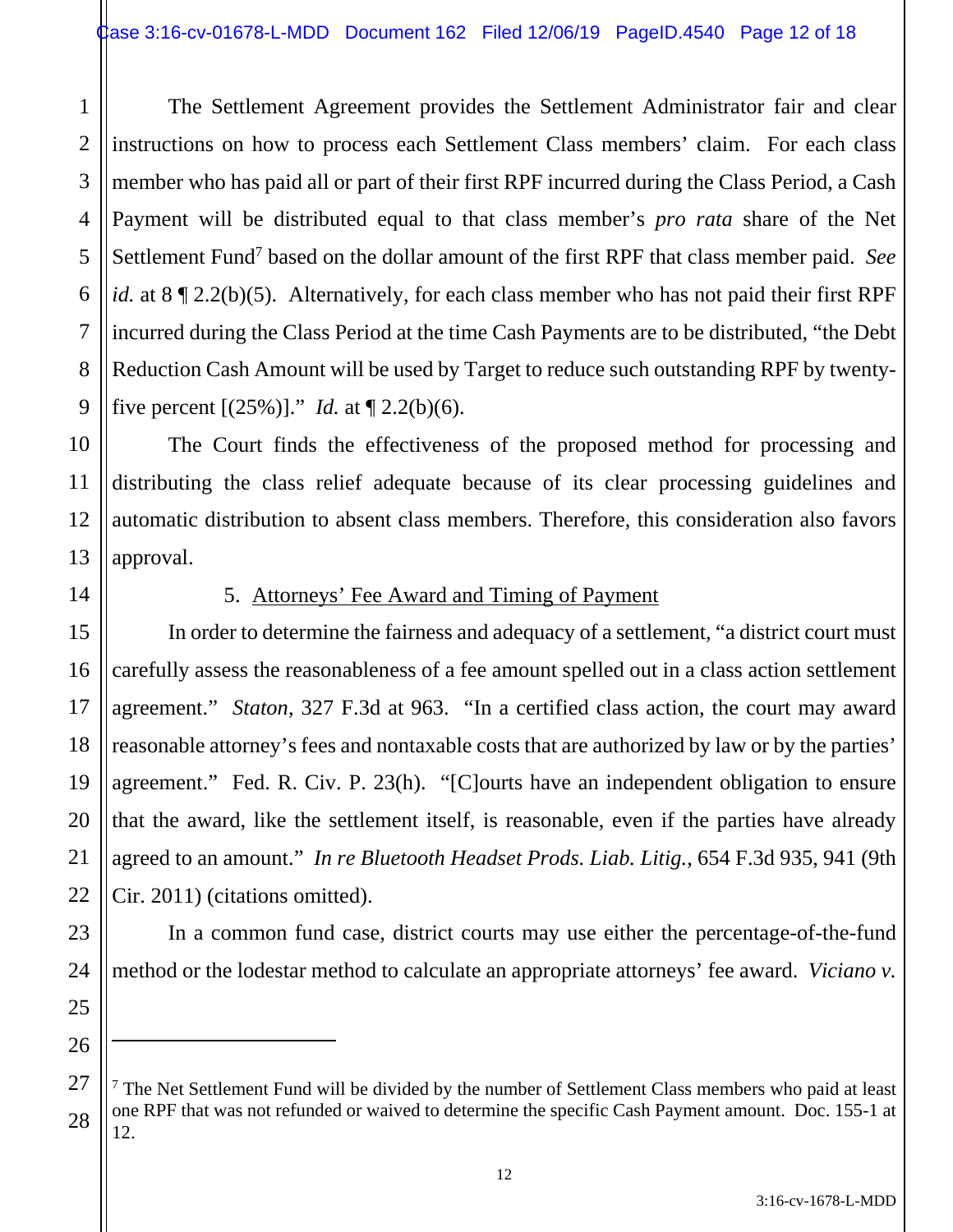The Settlement Agreement provides the Settlement Administrator fair and clear instructions on how to process each Settlement Class members' claim. For each class member who has paid all or part of their first RPF incurred during the Class Period, a Cash Payment will be distributed equal to that class member's *pro rata* share of the Net Settlement Fund[7] based on the dollar amount of the first RPF that class member paid. *See id.* at 8 ¶ 2.2(b)(5). Alternatively, for each class member who has not paid their first RPF incurred during the Class Period at the time Cash Payments are to be distributed, "the Debt Reduction Cash Amount will be used by Target to reduce such outstanding RPF by twenty-five percent [(25%)]." *Id.* at ¶ 2.2(b)(6).

The Court finds the effectiveness of the proposed method for processing and distributing the class relief adequate because of its clear processing guidelines and automatic distribution to absent class members. Therefore, this consideration also favors approval.

5. Attorneys' Fee Award and Timing of Payment

In order to determine the fairness and adequacy of a settlement, "a district court must carefully assess the reasonableness of a fee amount spelled out in a class action settlement agreement." *Staton*, 327 F.3d at 963. "In a certified class action, the court may award reasonable attorney's fees and nontaxable costs that are authorized by law or by the parties' agreement." Fed. R. Civ. P. 23(h). "[C]ourts have an independent obligation to ensure that the award, like the settlement itself, is reasonable, even if the parties have already agreed to an amount." *In re Bluetooth Headset Prods. Liab. Litig.*, 654 F.3d 935, 941 (9th Cir. 2011) (citations omitted).

In a common fund case, district courts may use either the percentage-of-the-fund method or the lodestar method to calculate an appropriate attorneys' fee award. *Viciano v.*

---

[7] The Net Settlement Fund will be divided by the number of Settlement Class members who paid at least one RPF that was not refunded or waived to determine the specific Cash Payment amount. Doc. 155-1 at 12.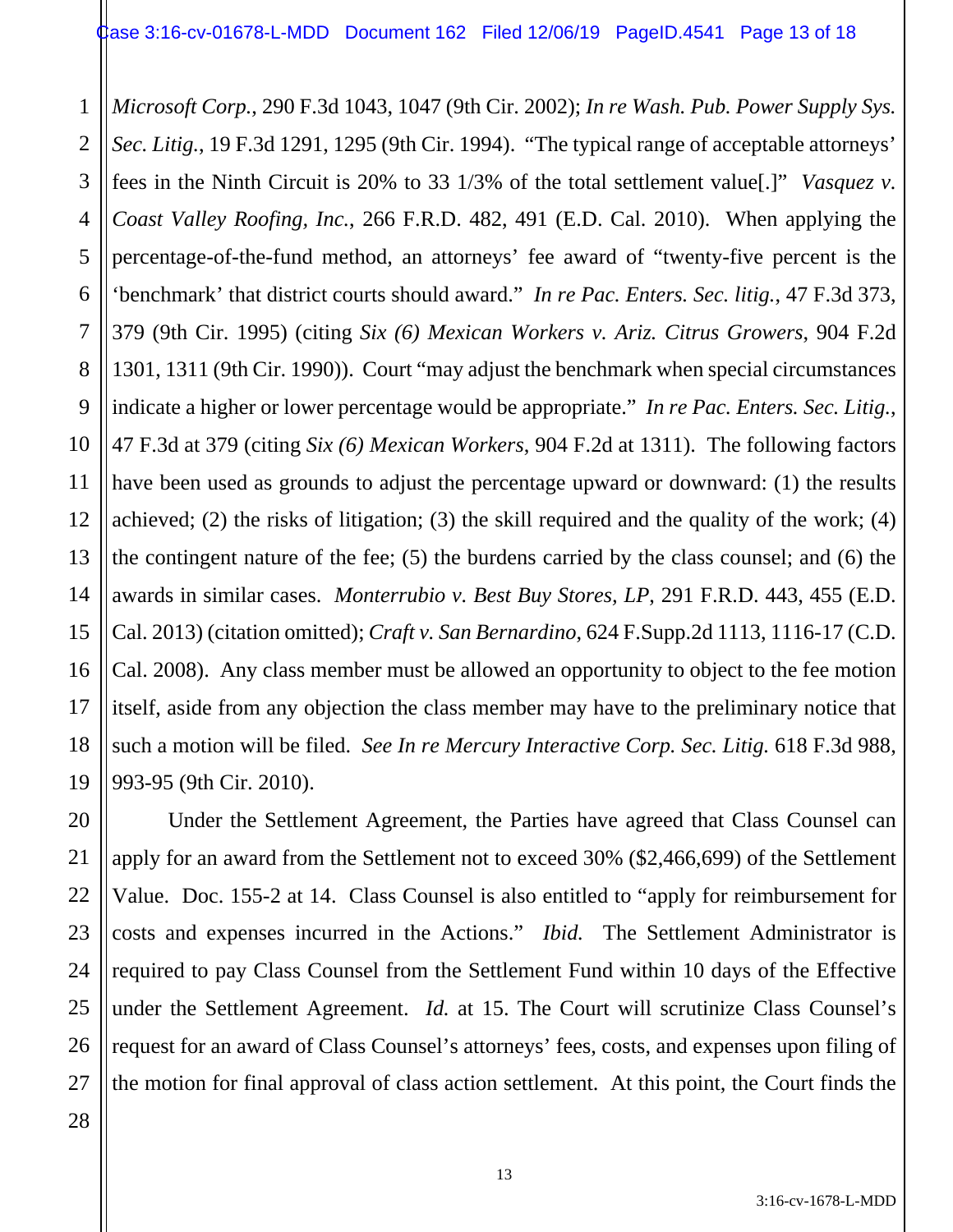*Microsoft Corp.*, 290 F.3d 1043, 1047 (9th Cir. 2002); *In re Wash. Pub. Power Supply Sys. Sec. Litig.*, 19 F.3d 1291, 1295 (9th Cir. 1994). "The typical range of acceptable attorneys' fees in the Ninth Circuit is 20% to 33 1/3% of the total settlement value[.]" *Vasquez v. Coast Valley Roofing, Inc.*, 266 F.R.D. 482, 491 (E.D. Cal. 2010). When applying the percentage-of-the-fund method, an attorneys' fee award of "twenty-five percent is the 'benchmark' that district courts should award." *In re Pac. Enters. Sec. litig.*, 47 F.3d 373, 379 (9th Cir. 1995) (citing *Six (6) Mexican Workers v. Ariz. Citrus Growers*, 904 F.2d 1301, 1311 (9th Cir. 1990)). Court "may adjust the benchmark when special circumstances indicate a higher or lower percentage would be appropriate." *In re Pac. Enters. Sec. Litig.*, 47 F.3d at 379 (citing *Six (6) Mexican Workers*, 904 F.2d at 1311). The following factors have been used as grounds to adjust the percentage upward or downward: (1) the results achieved; (2) the risks of litigation; (3) the skill required and the quality of the work; (4) the contingent nature of the fee; (5) the burdens carried by the class counsel; and (6) the awards in similar cases. *Monterrubio v. Best Buy Stores, LP*, 291 F.R.D. 443, 455 (E.D. Cal. 2013) (citation omitted); *Craft v. San Bernardino*, 624 F.Supp.2d 1113, 1116-17 (C.D. Cal. 2008). Any class member must be allowed an opportunity to object to the fee motion itself, aside from any objection the class member may have to the preliminary notice that such a motion will be filed. *See In re Mercury Interactive Corp. Sec. Litig.* 618 F.3d 988, 993-95 (9th Cir. 2010).

Under the Settlement Agreement, the Parties have agreed that Class Counsel can apply for an award from the Settlement not to exceed 30% ($2,466,699) of the Settlement Value. Doc. 155-2 at 14. Class Counsel is also entitled to "apply for reimbursement for costs and expenses incurred in the Actions." *Ibid.* The Settlement Administrator is required to pay Class Counsel from the Settlement Fund within 10 days of the Effective under the Settlement Agreement. *Id.* at 15. The Court will scrutinize Class Counsel's request for an award of Class Counsel's attorneys' fees, costs, and expenses upon filing of the motion for final approval of class action settlement. At this point, the Court finds the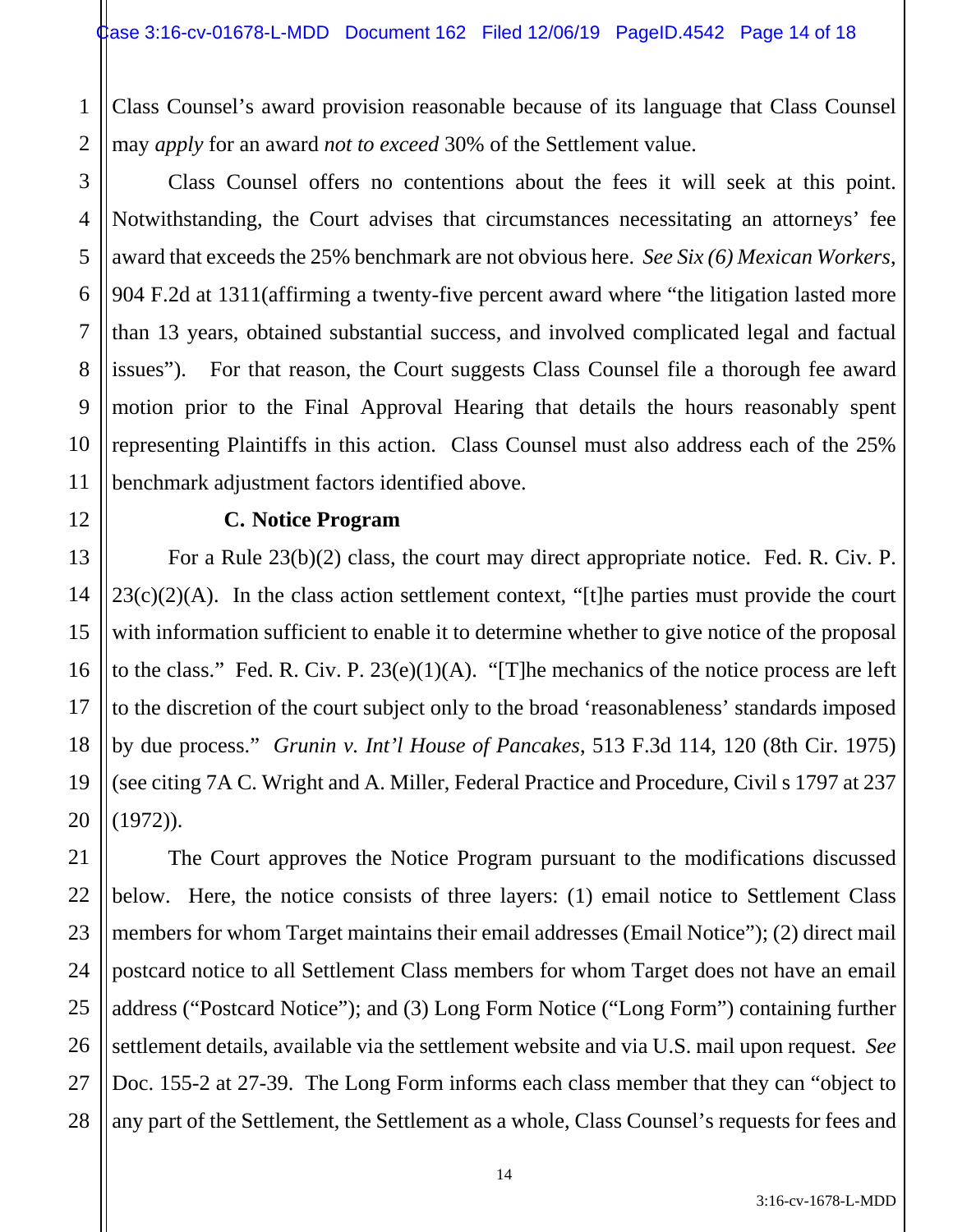Class Counsel's award provision reasonable because of its language that Class Counsel may *apply* for an award *not to exceed* 30% of the Settlement value.

Class Counsel offers no contentions about the fees it will seek at this point. Notwithstanding, the Court advises that circumstances necessitating an attorneys' fee award that exceeds the 25% benchmark are not obvious here. *See Six (6) Mexican Workers*, 904 F.2d at 1311(affirming a twenty-five percent award where "the litigation lasted more than 13 years, obtained substantial success, and involved complicated legal and factual issues"). For that reason, the Court suggests Class Counsel file a thorough fee award motion prior to the Final Approval Hearing that details the hours reasonably spent representing Plaintiffs in this action. Class Counsel must also address each of the 25% benchmark adjustment factors identified above.

**C. Notice Program**

For a Rule 23(b)(2) class, the court may direct appropriate notice. Fed. R. Civ. P. 23(c)(2)(A). In the class action settlement context, "[t]he parties must provide the court with information sufficient to enable it to determine whether to give notice of the proposal to the class." Fed. R. Civ. P. 23(e)(1)(A). "[T]he mechanics of the notice process are left to the discretion of the court subject only to the broad 'reasonableness' standards imposed by due process." *Grunin v. Int'l House of Pancakes*, 513 F.3d 114, 120 (8th Cir. 1975) (see citing 7A C. Wright and A. Miller, Federal Practice and Procedure, Civil s 1797 at 237 (1972)).

The Court approves the Notice Program pursuant to the modifications discussed below. Here, the notice consists of three layers: (1) email notice to Settlement Class members for whom Target maintains their email addresses (Email Notice"); (2) direct mail postcard notice to all Settlement Class members for whom Target does not have an email address ("Postcard Notice"); and (3) Long Form Notice ("Long Form") containing further settlement details, available via the settlement website and via U.S. mail upon request. *See* Doc. 155-2 at 27-39. The Long Form informs each class member that they can "object to any part of the Settlement, the Settlement as a whole, Class Counsel's requests for fees and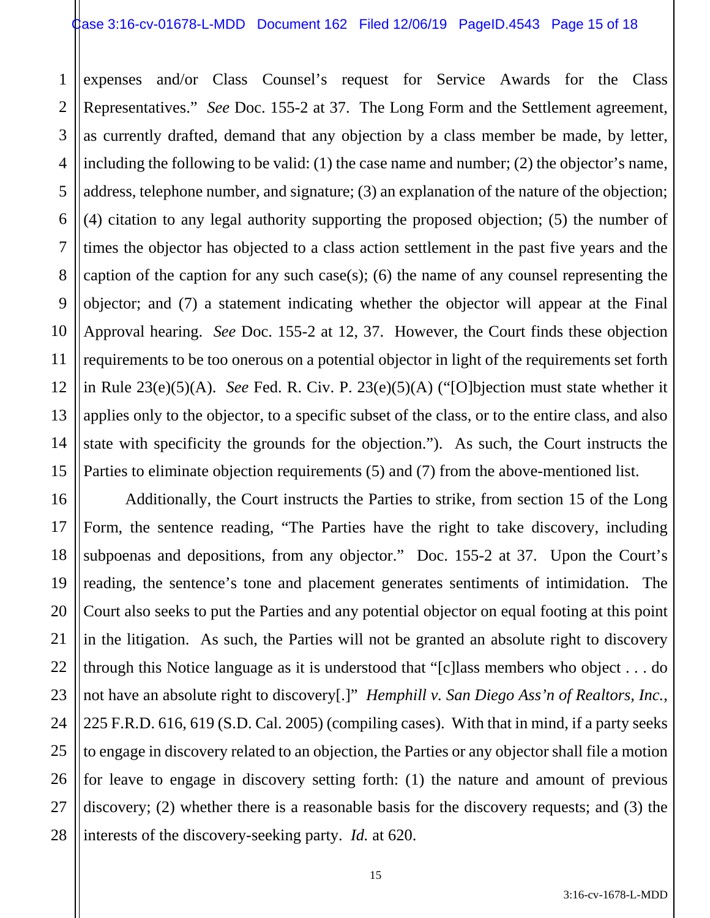expenses and/or Class Counsel's request for Service Awards for the Class Representatives." *See* Doc. 155-2 at 37. The Long Form and the Settlement agreement, as currently drafted, demand that any objection by a class member be made, by letter, including the following to be valid: (1) the case name and number; (2) the objector's name, address, telephone number, and signature; (3) an explanation of the nature of the objection; (4) citation to any legal authority supporting the proposed objection; (5) the number of times the objector has objected to a class action settlement in the past five years and the caption of the caption for any such case(s); (6) the name of any counsel representing the objector; and (7) a statement indicating whether the objector will appear at the Final Approval hearing. *See* Doc. 155-2 at 12, 37. However, the Court finds these objection requirements to be too onerous on a potential objector in light of the requirements set forth in Rule 23(e)(5)(A). *See* Fed. R. Civ. P. 23(e)(5)(A) ("[O]bjection must state whether it applies only to the objector, to a specific subset of the class, or to the entire class, and also state with specificity the grounds for the objection."). As such, the Court instructs the Parties to eliminate objection requirements (5) and (7) from the above-mentioned list.

Additionally, the Court instructs the Parties to strike, from section 15 of the Long Form, the sentence reading, "The Parties have the right to take discovery, including subpoenas and depositions, from any objector." Doc. 155-2 at 37. Upon the Court's reading, the sentence's tone and placement generates sentiments of intimidation. The Court also seeks to put the Parties and any potential objector on equal footing at this point in the litigation. As such, the Parties will not be granted an absolute right to discovery through this Notice language as it is understood that "[c]lass members who object . . . do not have an absolute right to discovery[.]" *Hemphill v. San Diego Ass'n of Realtors, Inc.*, 225 F.R.D. 616, 619 (S.D. Cal. 2005) (compiling cases). With that in mind, if a party seeks to engage in discovery related to an objection, the Parties or any objector shall file a motion for leave to engage in discovery setting forth: (1) the nature and amount of previous discovery; (2) whether there is a reasonable basis for the discovery requests; and (3) the interests of the discovery-seeking party. *Id.* at 620.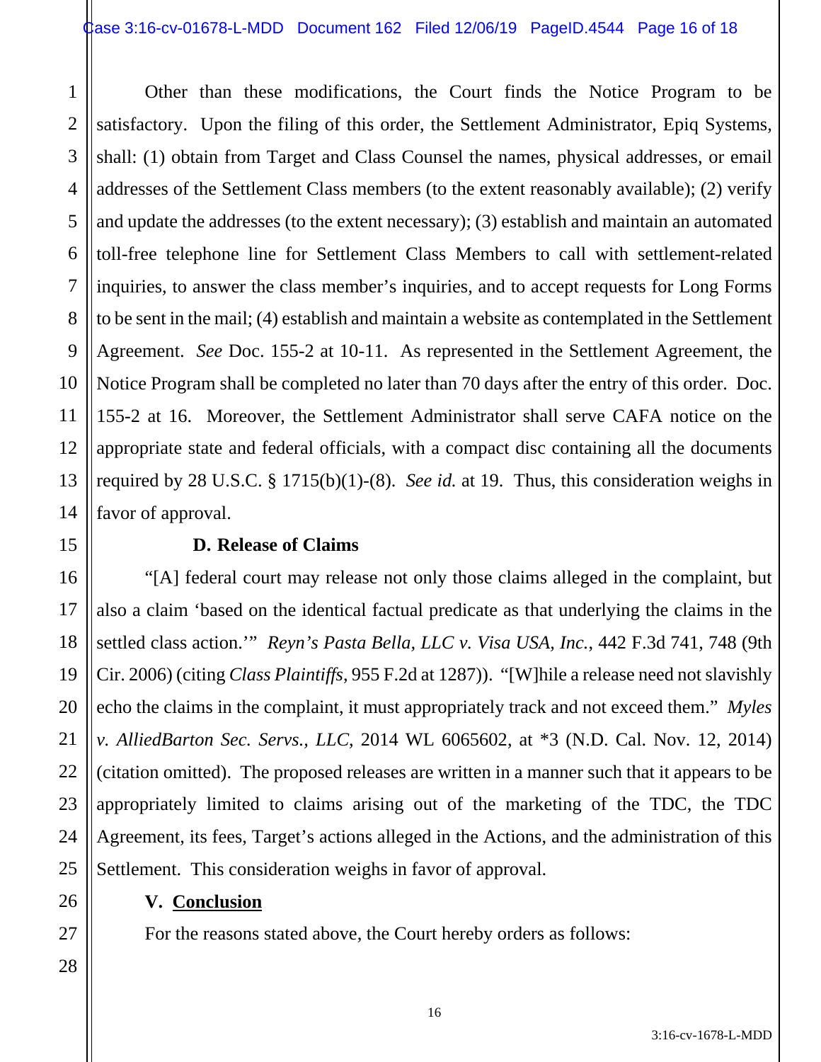Other than these modifications, the Court finds the Notice Program to be satisfactory. Upon the filing of this order, the Settlement Administrator, Epiq Systems, shall: (1) obtain from Target and Class Counsel the names, physical addresses, or email addresses of the Settlement Class members (to the extent reasonably available); (2) verify and update the addresses (to the extent necessary); (3) establish and maintain an automated toll-free telephone line for Settlement Class Members to call with settlement-related inquiries, to answer the class member's inquiries, and to accept requests for Long Forms to be sent in the mail; (4) establish and maintain a website as contemplated in the Settlement Agreement. *See* Doc. 155-2 at 10-11. As represented in the Settlement Agreement, the Notice Program shall be completed no later than 70 days after the entry of this order. Doc. 155-2 at 16. Moreover, the Settlement Administrator shall serve CAFA notice on the appropriate state and federal officials, with a compact disc containing all the documents required by 28 U.S.C. § 1715(b)(1)-(8). *See id.* at 19. Thus, this consideration weighs in favor of approval.

**D. Release of Claims**

"[A] federal court may release not only those claims alleged in the complaint, but also a claim 'based on the identical factual predicate as that underlying the claims in the settled class action.'" *Reyn's Pasta Bella, LLC v. Visa USA, Inc.*, 442 F.3d 741, 748 (9th Cir. 2006) (citing *Class Plaintiffs*, 955 F.2d at 1287)). "[W]hile a release need not slavishly echo the claims in the complaint, it must appropriately track and not exceed them." *Myles v. AlliedBarton Sec. Servs., LLC*, 2014 WL 6065602, at *3 (N.D. Cal. Nov. 12, 2014) (citation omitted). The proposed releases are written in a manner such that it appears to be appropriately limited to claims arising out of the marketing of the TDC, the TDC Agreement, its fees, Target's actions alleged in the Actions, and the administration of this Settlement. This consideration weighs in favor of approval.

**V. <u>Conclusion</u>**

For the reasons stated above, the Court hereby orders as follows: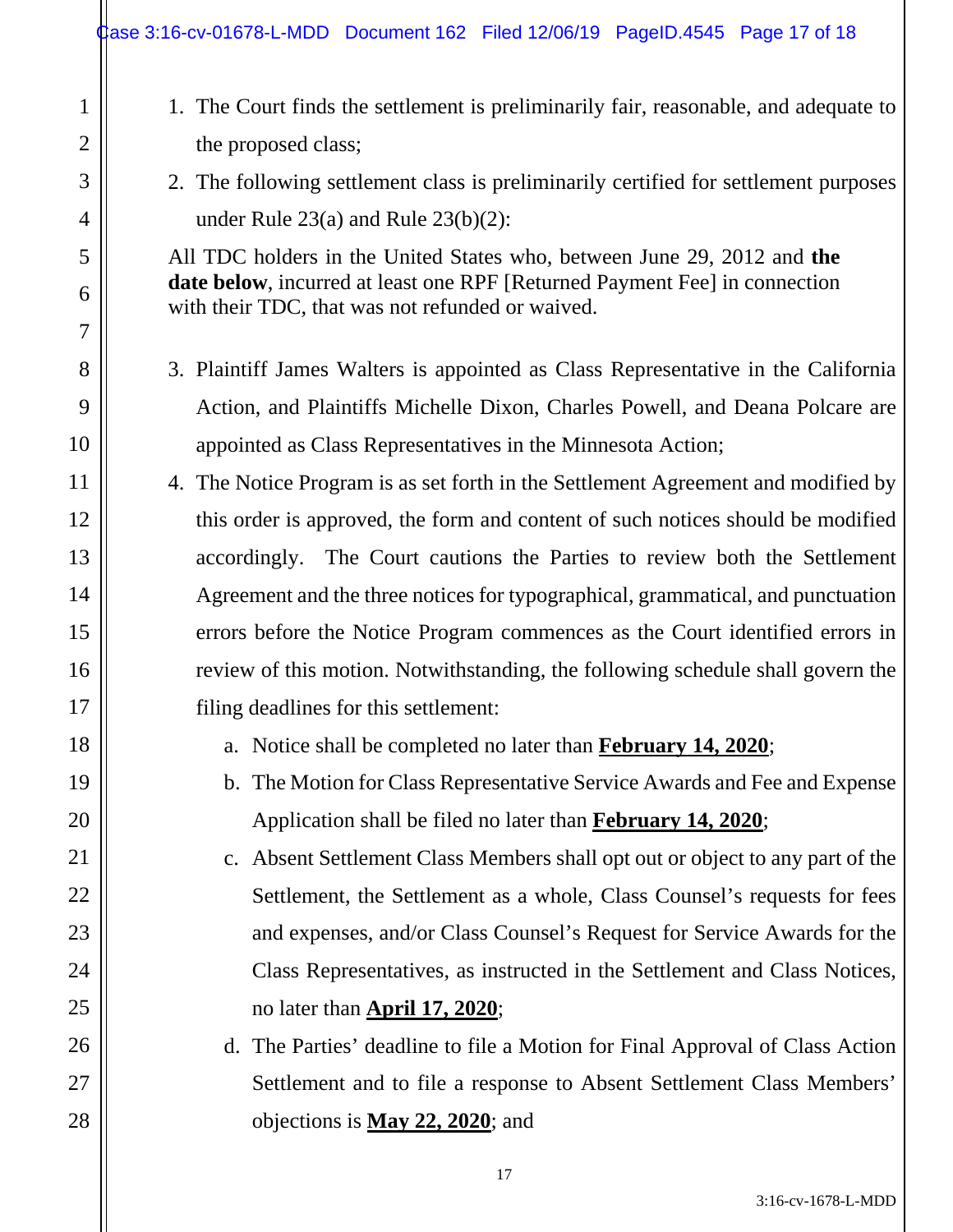1. The Court finds the settlement is preliminarily fair, reasonable, and adequate to the proposed class;
2. The following settlement class is preliminarily certified for settlement purposes under Rule 23(a) and Rule 23(b)(2):

All TDC holders in the United States who, between June 29, 2012 and **the date below**, incurred at least one RPF [Returned Payment Fee] in connection with their TDC, that was not refunded or waived.

3. Plaintiff James Walters is appointed as Class Representative in the California Action, and Plaintiffs Michelle Dixon, Charles Powell, and Deana Polcare are appointed as Class Representatives in the Minnesota Action;
4. The Notice Program is as set forth in the Settlement Agreement and modified by this order is approved, the form and content of such notices should be modified accordingly. The Court cautions the Parties to review both the Settlement Agreement and the three notices for typographical, grammatical, and punctuation errors before the Notice Program commences as the Court identified errors in review of this motion. Notwithstanding, the following schedule shall govern the filing deadlines for this settlement:
   a. Notice shall be completed no later than **February 14, 2020**;
   b. The Motion for Class Representative Service Awards and Fee and Expense Application shall be filed no later than **February 14, 2020**;
   c. Absent Settlement Class Members shall opt out or object to any part of the Settlement, the Settlement as a whole, Class Counsel's requests for fees and expenses, and/or Class Counsel's Request for Service Awards for the Class Representatives, as instructed in the Settlement and Class Notices, no later than **April 17, 2020**;
   d. The Parties' deadline to file a Motion for Final Approval of Class Action Settlement and to file a response to Absent Settlement Class Members' objections is **May 22, 2020**; and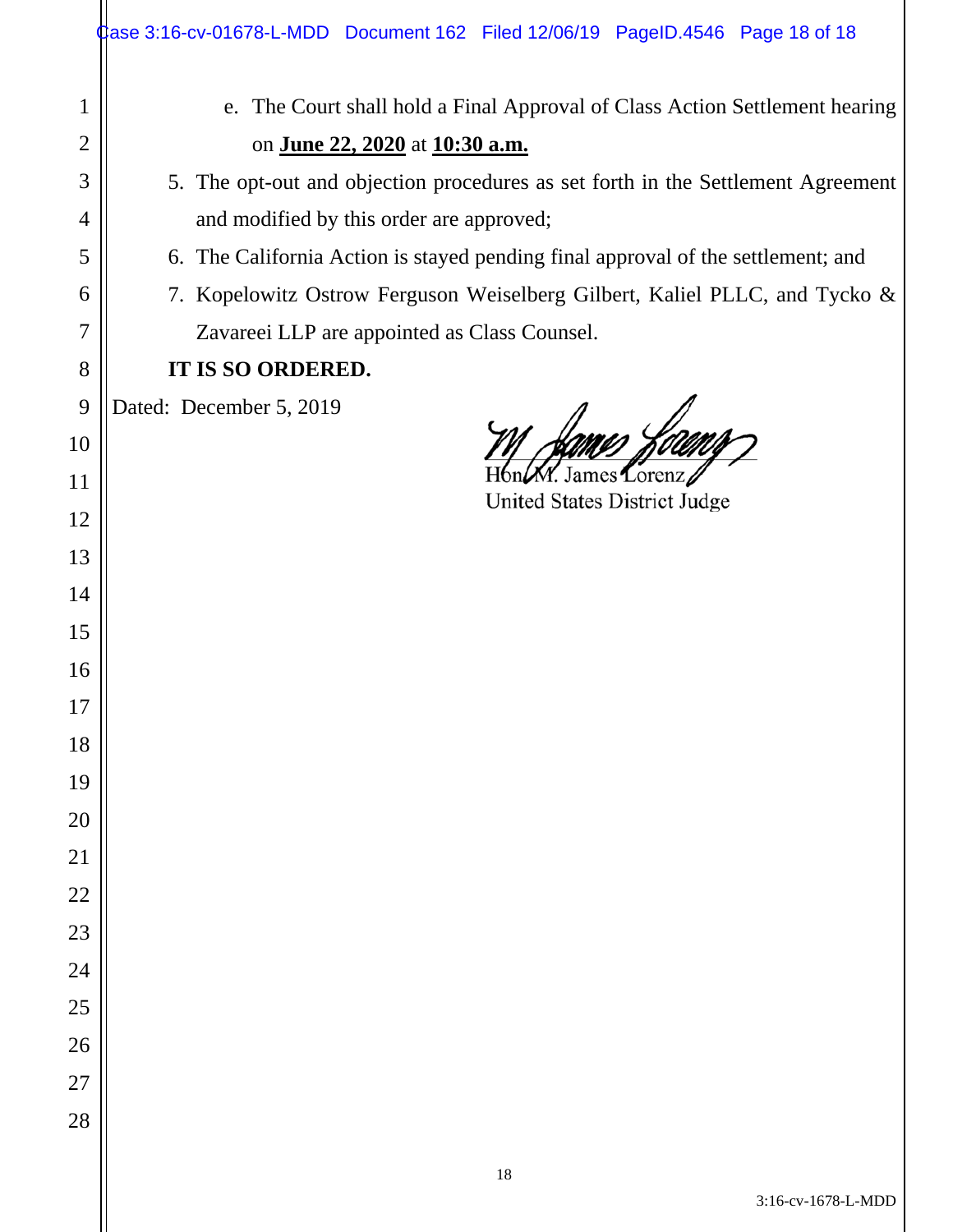e. The Court shall hold a Final Approval of Class Action Settlement hearing on **June 22, 2020** at **10:30 a.m.**

5. The opt-out and objection procedures as set forth in the Settlement Agreement and modified by this order are approved;
6. The California Action is stayed pending final approval of the settlement; and
7. Kopelowitz Ostrow Ferguson Weiselberg Gilbert, Kaliel PLLC, and Tycko & Zavareei LLP are appointed as Class Counsel.

**IT IS SO ORDERED.**

Dated: December 5, 2019

Hon. M. James Lorenz
United States District Judge